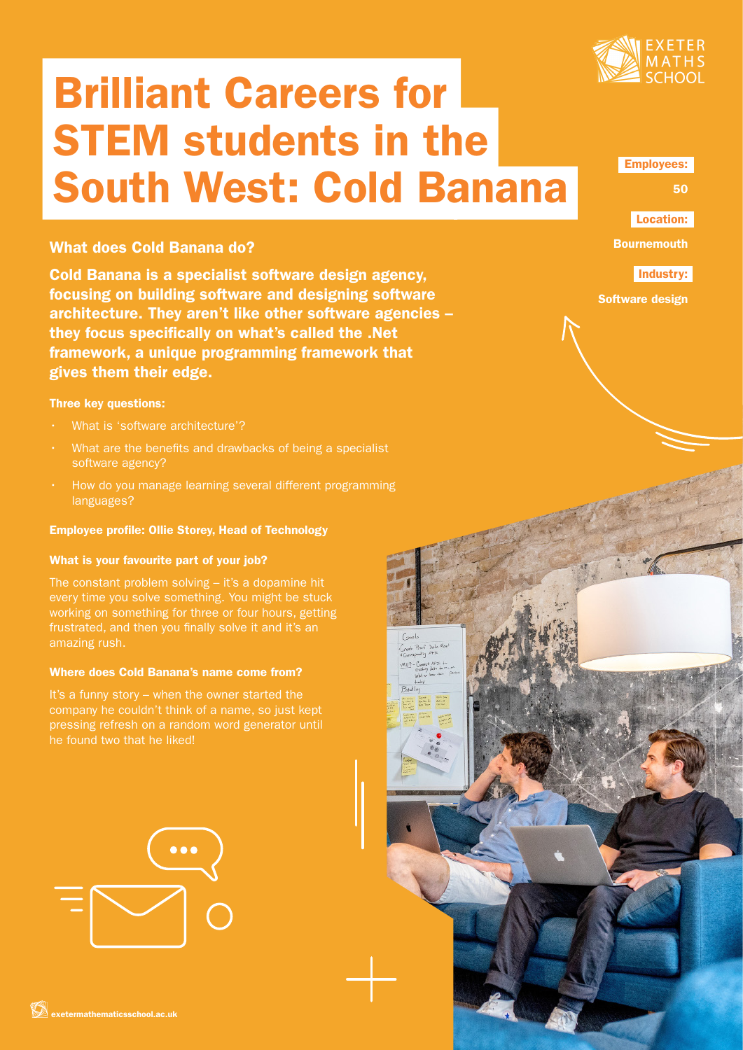# Brilliant Careers for STEM students in the South West: Cold Banana

**Employees:**

50

**Location:**

Bournemouth

**Industry:**

Software design

## What does Cold Banana do?

**Cold Banana is a specialist software design agency, focusing on building software and designing software architecture. They aren't like other software agencies – they focus specifically on what's called the .Net framework, a unique programming framework that gives them their edge.**

### Three key questions:

- What is 'software architecture'?
- What are the benefits and drawbacks of being a specialist software agency?
- How do you manage learning several different programming languages?

### Employee profile: Ollie Storey, Head of Technology

#### What is your favourite part of your job?

The constant problem solving – it's a dopamine hit every time you solve something. You might be stuck working on something for three or four hours, getting frustrated, and then you finally solve it and it's an amazing rush.

#### Where does Cold Banana's name come from?

It's a funny story – when the owner started the company he couldn't think of a name, so just kept pressing refresh on a random word generator until he found two that he liked!

exetermathematicsschool.ac.uk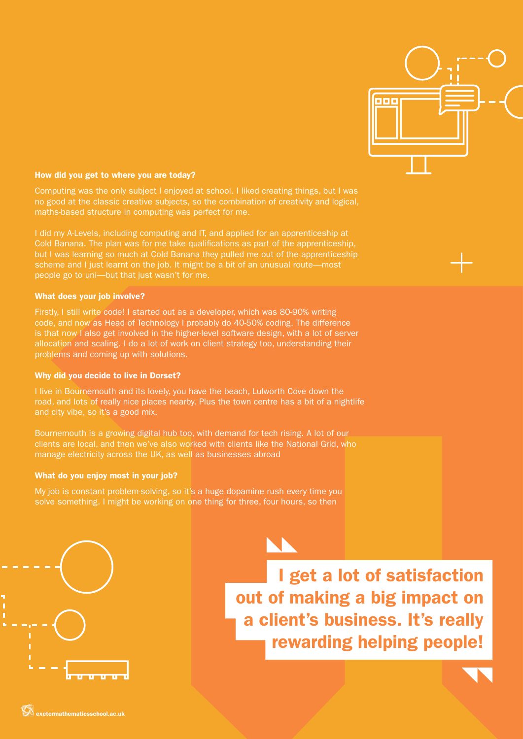**How did you get to where you are today?**

Computing was the only subject I enjoyed at school. I liked creating things, but I was no good at the classic creative subjects, so the combination of creativity and logical, maths-based structure in computing was perfect for me.

I did my A-Levels, including computing and IT, and applied for an apprenticeship at Cold Banana. The plan was for me take qualifications as part of the apprenticeship, but I was learning so much at Cold Banana they pulled me out of the apprenticeship scheme and I just learnt on the job. It might be a bit of an unusual route—most people go to uni—but that just wasn't for me.

**What does your job involve?**

Firstly, I still write code! I started out as a developer, which was 80-90% writing code, and now as Head of Technology I probably do 40-50% coding. The difference is that now I also get involved in the higher-level software design, with a lot of server allocation and scaling. I do a lot of work on client strategy too, understanding their problems and coming up with solutions.

**Why did you decide to live in Dorset?**

I live in Bournemouth and its lovely, you have the beach, Lulworth Cove down the road, and lots of really nice places nearby. Plus the town centre has a bit of a nightlife and city vibe, so it's a good mix.

Bournemouth is a growing digital hub too, with demand for tech rising. A lot of our clients are local, and then we've also worked with clients like the National Grid, who manage electricity across the UK, as well as businesses abroad

**What do you enjoy most in your job?**

My job is constant problem-solving, so it's a huge dopamine rush every time you solve something. I might be working on one thing for three, four hours, so then

> **I get a lot of satisfaction out of making a big impact on a client's business. It's really rewarding helping people!**

exetermathematicsschool.ac.uk